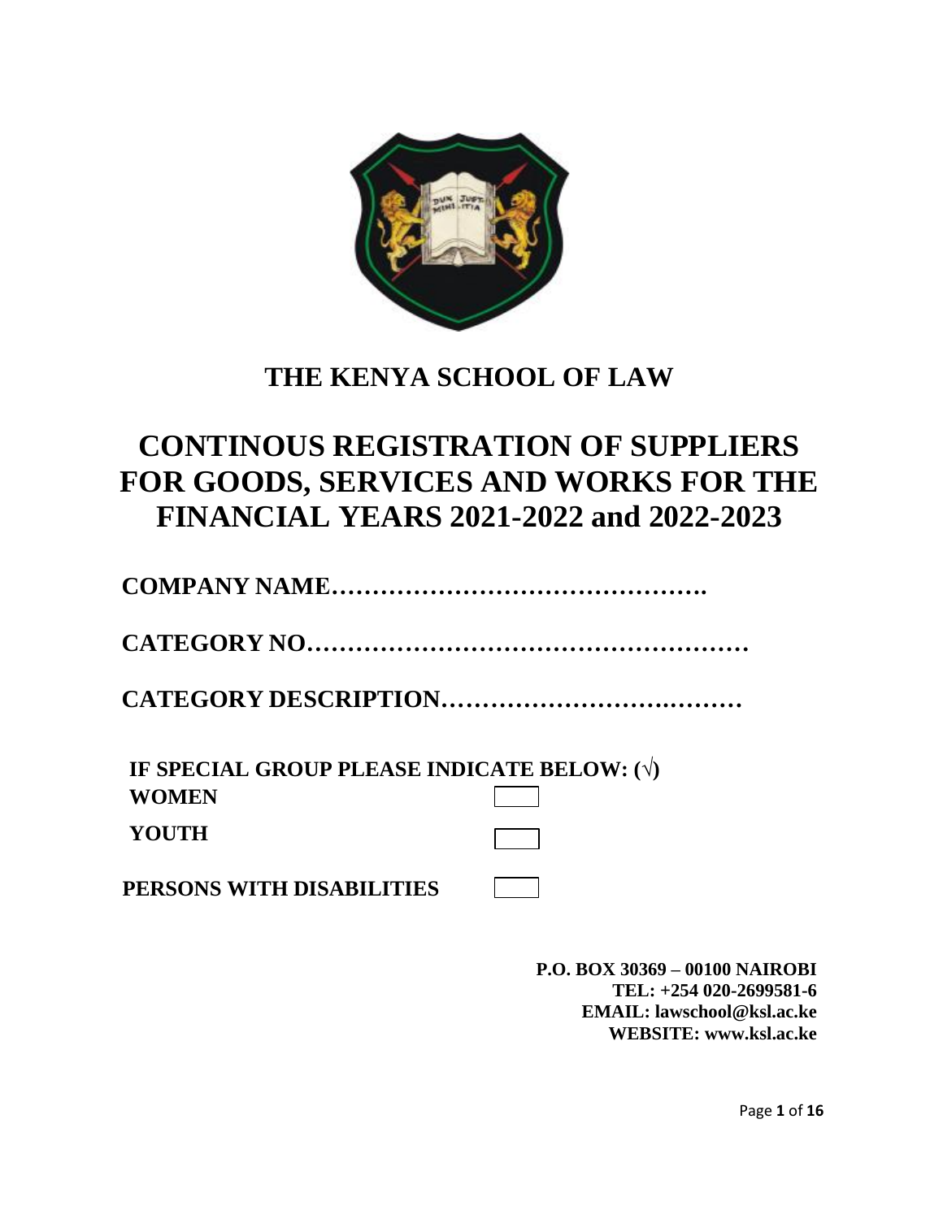# THE KENYA SCHOOL OF LAW

# CONTINOUS REGISTRATION OF SUPPLIERS FOR GOODS, SERVICES AND WORKS FOR THE FINANCIAL YEARS 2021-2022 and 2022-2023

**COMPANY NAME……………………………………….**

**CATEGORY NO………………………………………………**

**CATEGORY DESCRIPTION……………………….………**

**IF SPECIAL GROUP PLEASE INDICATE BELOW: (√)**

| | |
|---|---|
| **WOMEN** | ☐ |
| **YOUTH** | ☐ |
| **PERSONS WITH DISABILITIES** | ☐ |

**P.O. BOX 30369 – 00100 NAIROBI**
**TEL: +254 020-2699581-6**
**EMAIL: lawschool@ksl.ac.ke**
**WEBSITE: www.ksl.ac.ke**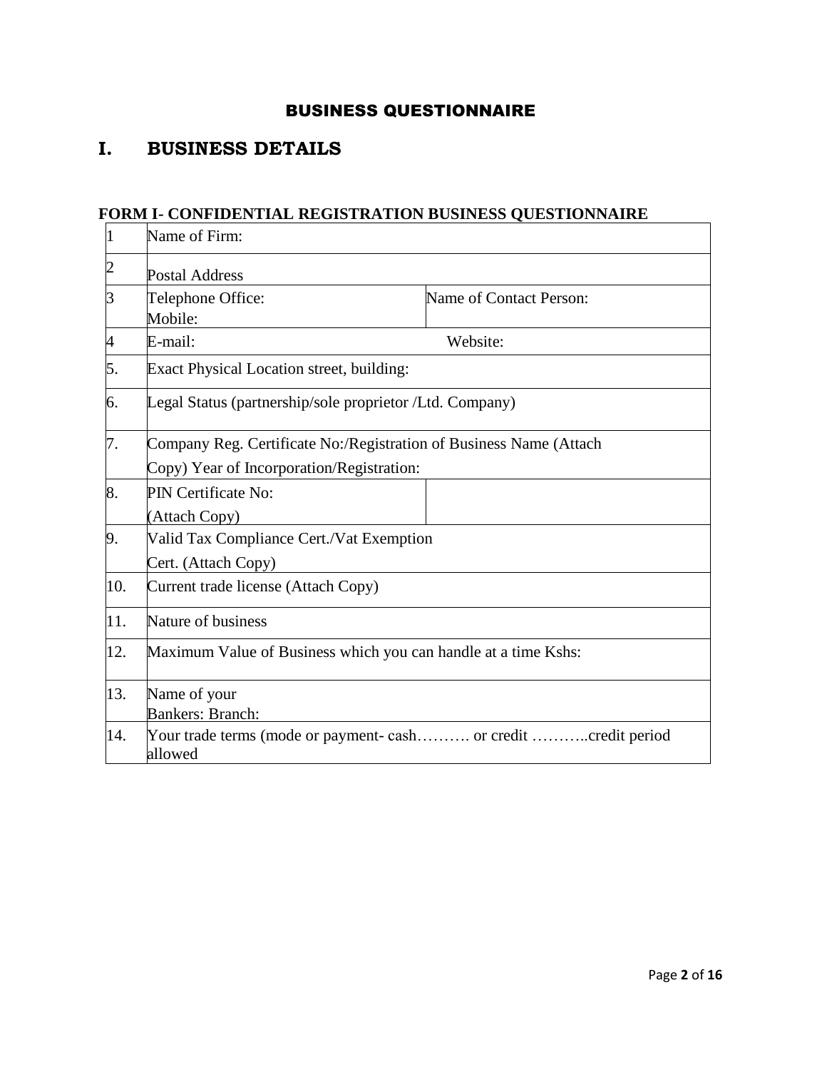## BUSINESS QUESTIONNAIRE

# I. BUSINESS DETAILS

**FORM I- CONFIDENTIAL REGISTRATION BUSINESS QUESTIONNAIRE**

| | | |
|---|---|---|
| 1 | Name of Firm: | |
| 2 | Postal Address | |
| 3 | Telephone Office:<br>Mobile: | Name of Contact Person: |
| 4 | E-mail: | Website: |
| 5. | Exact Physical Location street, building: | |
| 6. | Legal Status (partnership/sole proprietor /Ltd. Company) | |
| 7. | Company Reg. Certificate No:/Registration of Business Name (Attach Copy) Year of Incorporation/Registration: | |
| 8. | PIN Certificate No:<br>(Attach Copy) | |
| 9. | Valid Tax Compliance Cert./Vat Exemption Cert. (Attach Copy) | |
| 10. | Current trade license (Attach Copy) | |
| 11. | Nature of business | |
| 12. | Maximum Value of Business which you can handle at a time Kshs: | |
| 13. | Name of your<br>Bankers: Branch: | |
| 14. | Your trade terms (mode or payment- cash………. or credit ………..credit period allowed | |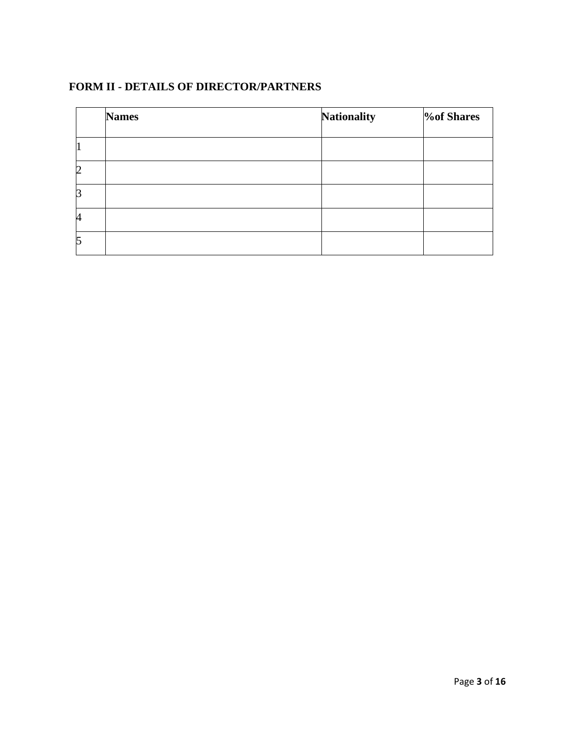## FORM II - DETAILS OF DIRECTOR/PARTNERS

| | Names | Nationality | %of Shares |
|---|---|---|---|
| 1 | | | |
| 2 | | | |
| 3 | | | |
| 4 | | | |
| 5 | | | |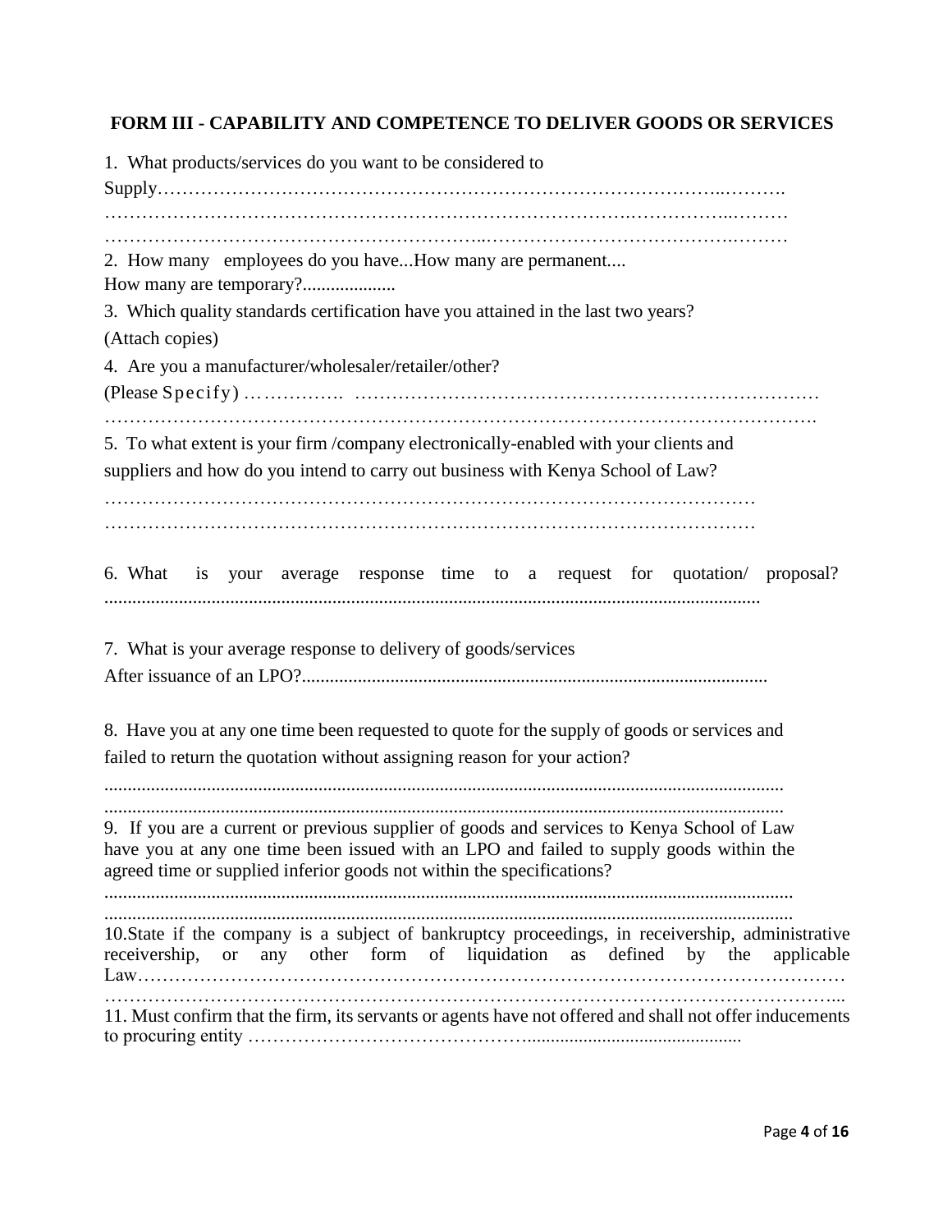## FORM III - CAPABILITY AND COMPETENCE TO DELIVER GOODS OR SERVICES

1. What products/services do you want to be considered to Supply……………………………………………………………………………………..……….
…………………………………………………………………………….……………..………
……………………………………………………..……………………………………….………

2. How many employees do you have...How many are permanent....
How many are temporary?....................

3. Which quality standards certification have you attained in the last two years?
(Attach copies)

4. Are you a manufacturer/wholesaler/retailer/other?
(Please Specify) ……………. ……………………………………………………………………
………………………………………………………………………………………………………….

5. To what extent is your firm /company electronically-enabled with your clients and suppliers and how do you intend to carry out business with Kenya School of Law?
…………………………………………………………………………………………
…………………………………………………………………………………………

6. What is your average response time to a request for quotation/ proposal? ...........................................................................................................................................

7. What is your average response to delivery of goods/services
After issuance of an LPO?...................................................................................................

8. Have you at any one time been requested to quote for the supply of goods or services and failed to return the quotation without assigning reason for your action?
.................................................................................................................................................
.................................................................................................................................................

9. If you are a current or previous supplier of goods and services to Kenya School of Law have you at any one time been issued with an LPO and failed to supply goods within the agreed time or supplied inferior goods not within the specifications?
...................................................................................................................................................
...................................................................................................................................................

10.State if the company is a subject of bankruptcy proceedings, in receivership, administrative receivership, or any other form of liquidation as defined by the applicable Law……………………………………………………………………………………………………
…………………………………………………………………………………………………………...

11. Must confirm that the firm, its servants or agents have not offered and shall not offer inducements to procuring entity ……………………………………..............................................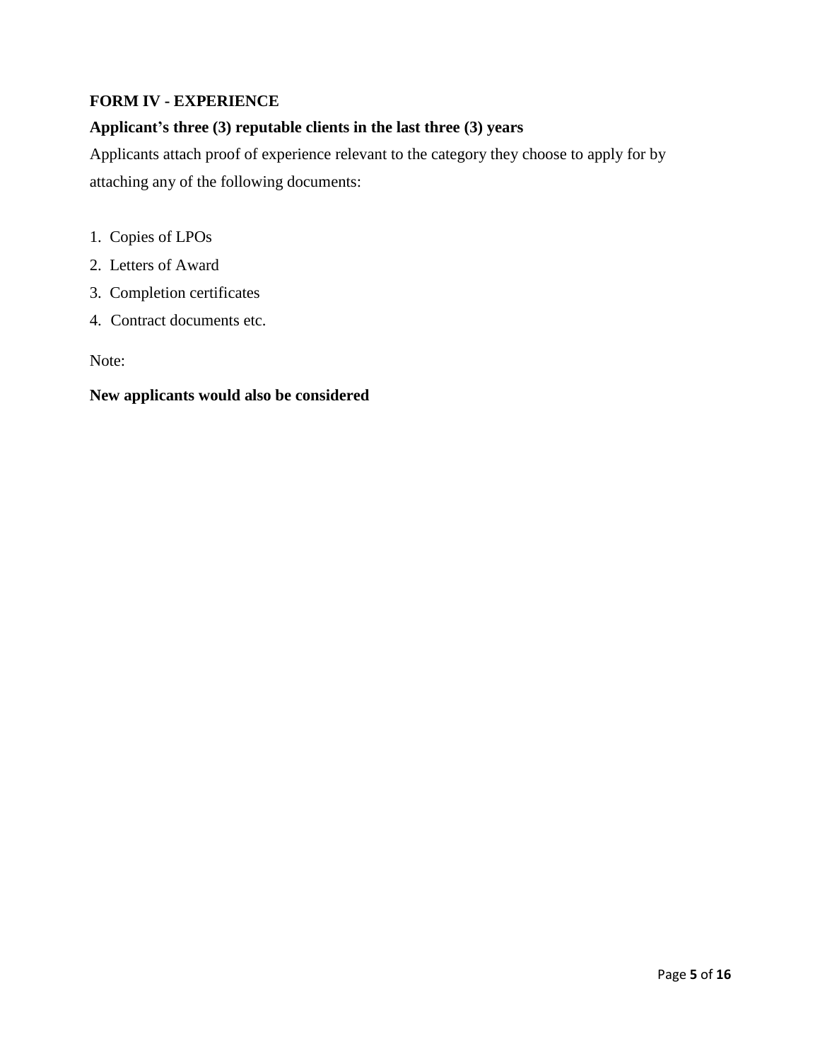**FORM IV - EXPERIENCE**

**Applicant's three (3) reputable clients in the last three (3) years**

Applicants attach proof of experience relevant to the category they choose to apply for by attaching any of the following documents:

1. Copies of LPOs
2. Letters of Award
3. Completion certificates
4. Contract documents etc.

Note:

**New applicants would also be considered**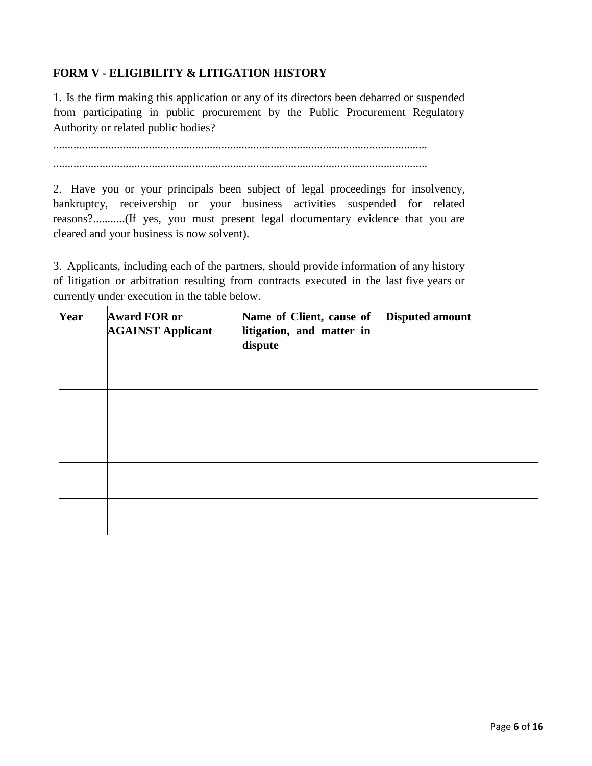## FORM V - ELIGIBILITY & LITIGATION HISTORY

1. Is the firm making this application or any of its directors been debarred or suspended from participating in public procurement by the Public Procurement Regulatory Authority or related public bodies?

.................................................................................................................................

.................................................................................................................................

2. Have you or your principals been subject of legal proceedings for insolvency, bankruptcy, receivership or your business activities suspended for related reasons?...........(If yes, you must present legal documentary evidence that you are cleared and your business is now solvent).

3. Applicants, including each of the partners, should provide information of any history of litigation or arbitration resulting from contracts executed in the last five years or currently under execution in the table below.

| Year | Award FOR or AGAINST Applicant | Name of Client, cause of litigation, and matter in dispute | Disputed amount |
|---|---|---|---|
| | | | |
| | | | |
| | | | |
| | | | |
| | | | |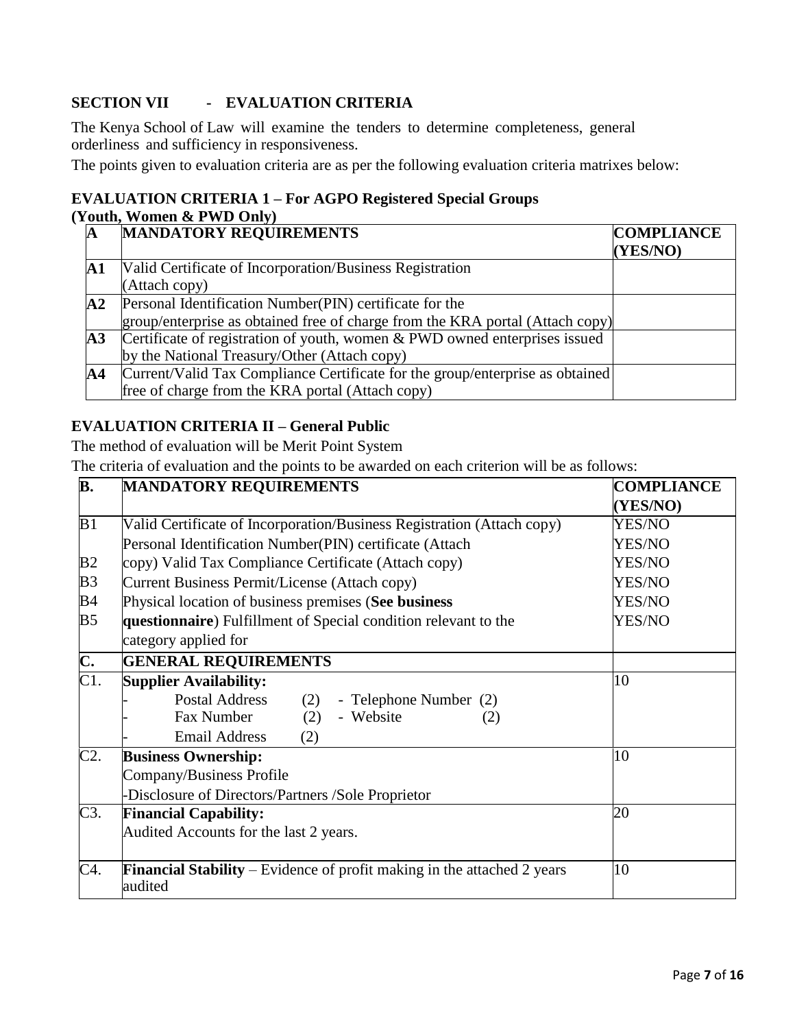## SECTION VII - EVALUATION CRITERIA

The Kenya School of Law will examine the tenders to determine completeness, general orderliness and sufficiency in responsiveness.

The points given to evaluation criteria are as per the following evaluation criteria matrixes below:

### EVALUATION CRITERIA 1 – For AGPO Registered Special Groups (Youth, Women & PWD Only)

| **A** | **MANDATORY REQUIREMENTS** | **COMPLIANCE (YES/NO)** |
|---|---|---|
| **A1** | Valid Certificate of Incorporation/Business Registration (Attach copy) | |
| **A2** | Personal Identification Number(PIN) certificate for the group/enterprise as obtained free of charge from the KRA portal (Attach copy) | |
| **A3** | Certificate of registration of youth, women & PWD owned enterprises issued by the National Treasury/Other (Attach copy) | |
| **A4** | Current/Valid Tax Compliance Certificate for the group/enterprise as obtained free of charge from the KRA portal (Attach copy) | |

### EVALUATION CRITERIA II – General Public

The method of evaluation will be Merit Point System

The criteria of evaluation and the points to be awarded on each criterion will be as follows:

| **B.** | **MANDATORY REQUIREMENTS** | **COMPLIANCE (YES/NO)** |
|---|---|---|
| B1 | Valid Certificate of Incorporation/Business Registration (Attach copy) | YES/NO |
| B2 | Personal Identification Number(PIN) certificate (Attach copy) Valid Tax Compliance Certificate (Attach copy) | YES/NO |
| B3 | Current Business Permit/License (Attach copy) | YES/NO |
| B4 | Physical location of business premises (**See business questionnaire**) | YES/NO |
| B5 | Fulfillment of Special condition relevant to the category applied for | YES/NO |
| **C.** | **GENERAL REQUIREMENTS** | |
| C1. | **Supplier Availability:**<br>- Postal Address (2) - Telephone Number (2)<br>- Fax Number (2) - Website (2)<br>- Email Address (2) | 10 |
| C2. | **Business Ownership:**<br>Company/Business Profile<br>-Disclosure of Directors/Partners /Sole Proprietor | 10 |
| C3. | **Financial Capability:**<br>Audited Accounts for the last 2 years. | 20 |
| C4. | **Financial Stability** – Evidence of profit making in the attached 2 years audited | 10 |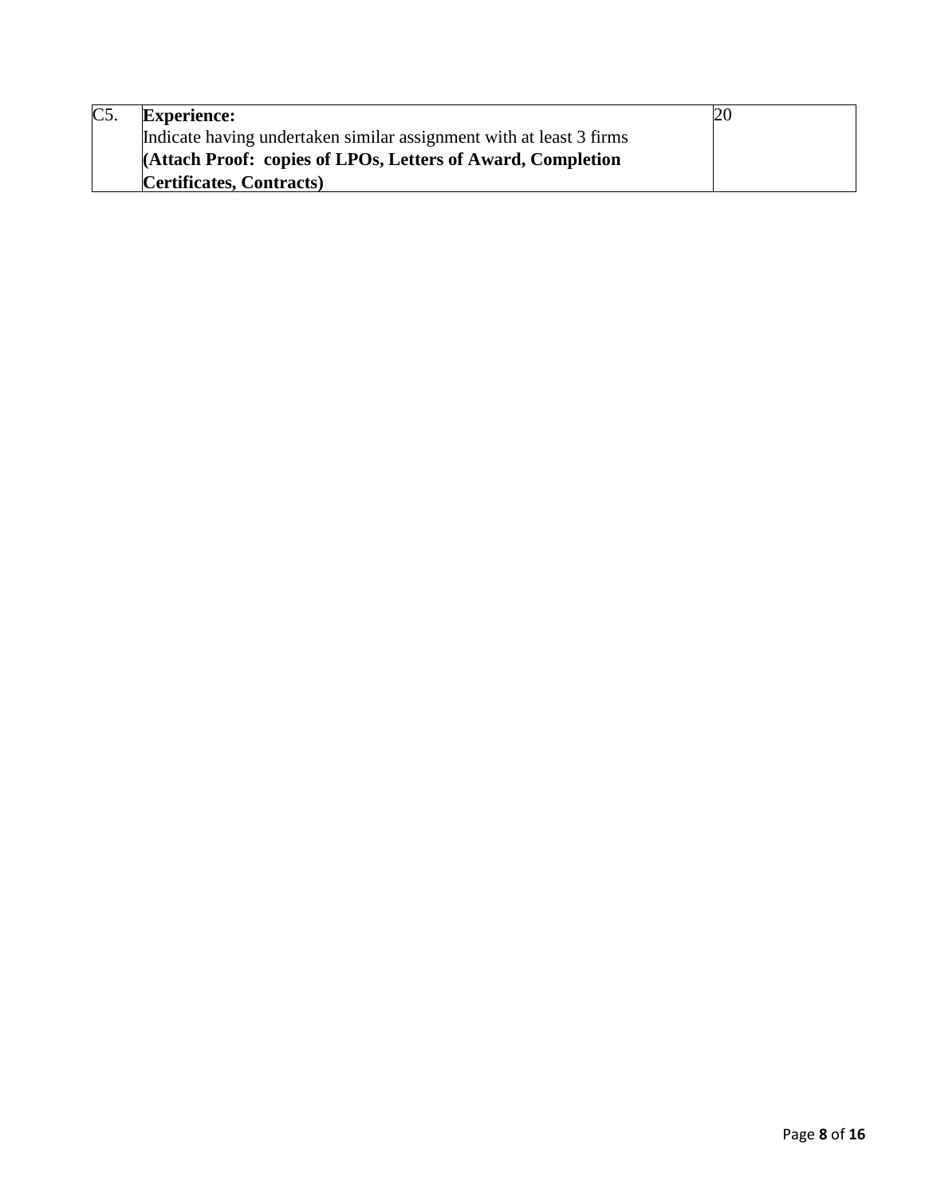| C5. | **Experience:**<br>Indicate having undertaken similar assignment with at least 3 firms<br>**(Attach Proof: copies of LPOs, Letters of Award, Completion Certificates, Contracts)** | 20 |
|---|---|---|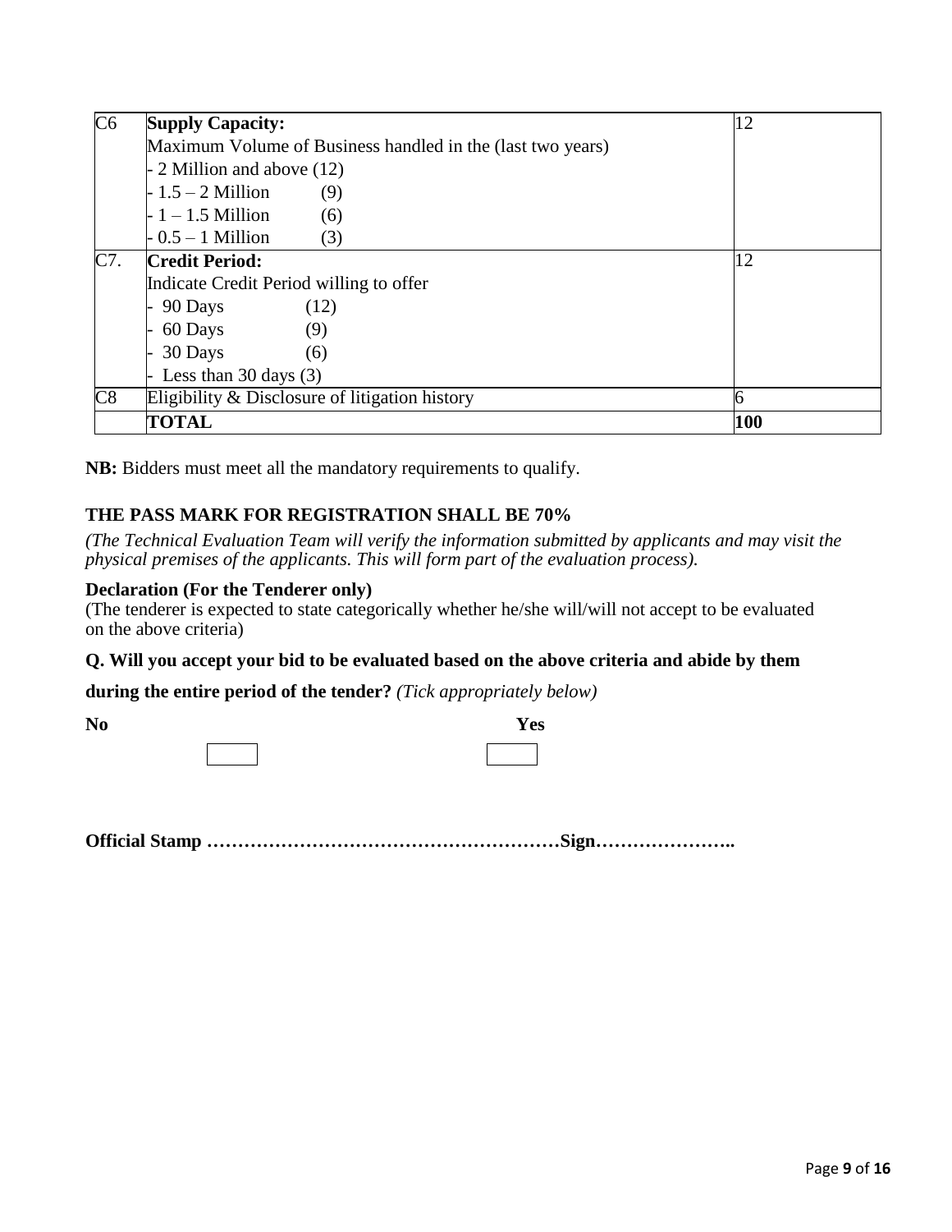| | | |
|---|---|---|
| C6 | **Supply Capacity:**<br>Maximum Volume of Business handled in the (last two years)<br>- 2 Million and above (12)<br>- 1.5 – 2 Million (9)<br>- 1 – 1.5 Million (6)<br>- 0.5 – 1 Million (3) | 12 |
| C7. | **Credit Period:**<br>Indicate Credit Period willing to offer<br>- 90 Days (12)<br>- 60 Days (9)<br>- 30 Days (6)<br>- Less than 30 days (3) | 12 |
| C8 | Eligibility & Disclosure of litigation history | 6 |
| | **TOTAL** | **100** |

**NB:** Bidders must meet all the mandatory requirements to qualify.

**THE PASS MARK FOR REGISTRATION SHALL BE 70%**

*(The Technical Evaluation Team will verify the information submitted by applicants and may visit the physical premises of the applicants. This will form part of the evaluation process).*

**Declaration (For the Tenderer only)**

(The tenderer is expected to state categorically whether he/she will/will not accept to be evaluated on the above criteria)

**Q. Will you accept your bid to be evaluated based on the above criteria and abide by them during the entire period of the tender?** *(Tick appropriately below)*

**No** ☐ **Yes** ☐

**Official Stamp ………………………………………………Sign…………………..**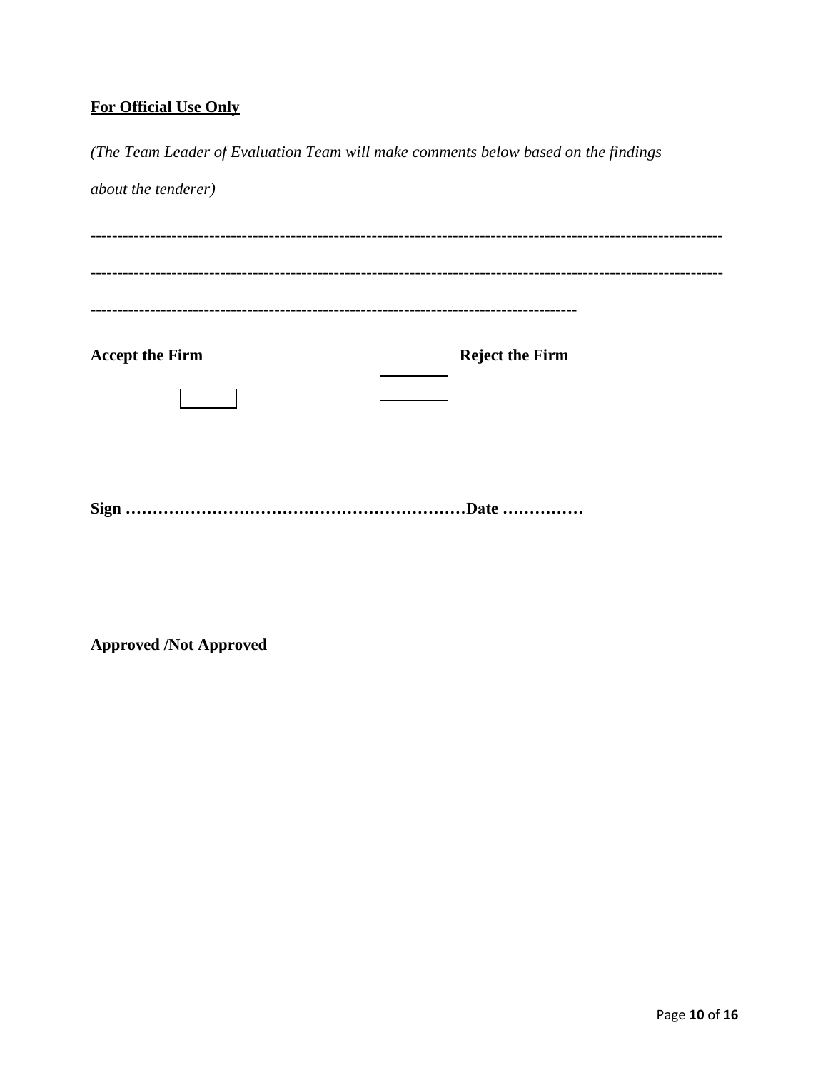**<u>For Official Use Only</u>**

*(The Team Leader of Evaluation Team will make comments below based on the findings about the tenderer)*

-------------------------------------------------------------------------------------------------------------------

-------------------------------------------------------------------------------------------------------------------

------------------------------------------------------------------------------------------

**Accept the Firm** ☐ ☐ **Reject the Firm**

**Sign ………………………………………………………Date ……………**

**Approved /Not Approved**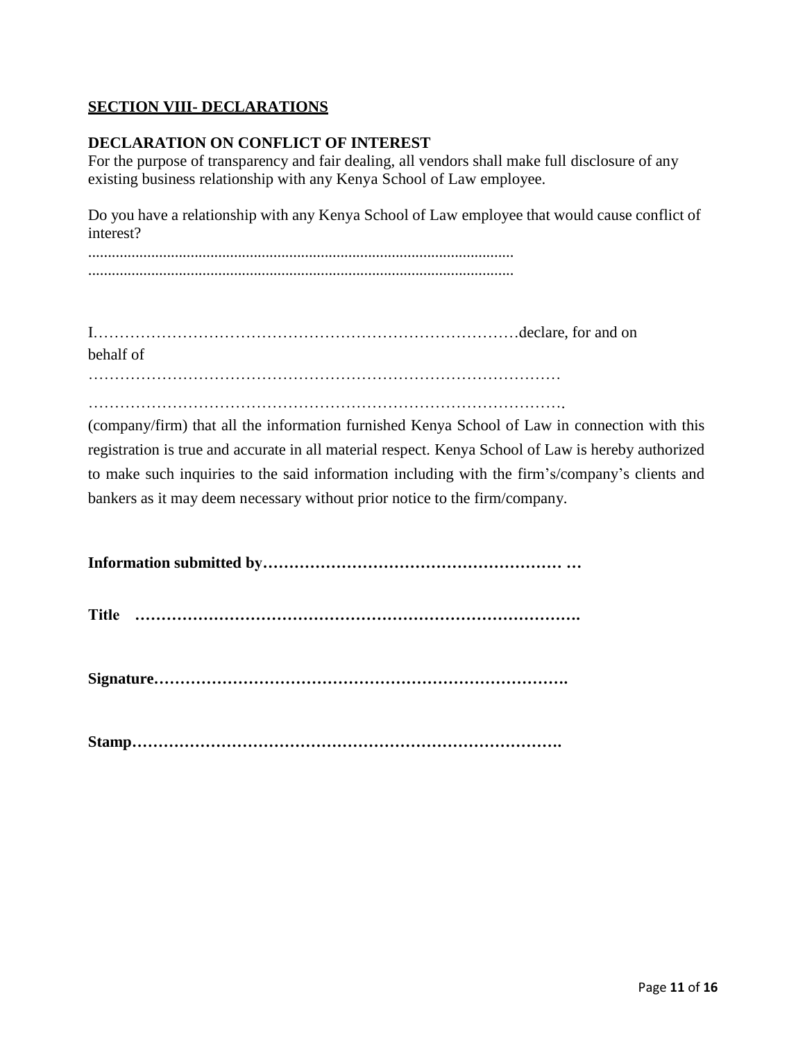**SECTION VIII- DECLARATIONS**

**DECLARATION ON CONFLICT OF INTEREST**

For the purpose of transparency and fair dealing, all vendors shall make full disclosure of any existing business relationship with any Kenya School of Law employee.

Do you have a relationship with any Kenya School of Law employee that would cause conflict of interest?

..........................................................................................................

..........................................................................................................

I………………………………………………………………………declare, for and on behalf of

………………………………………………………………………………

……………………………………………………………………………….

(company/firm) that all the information furnished Kenya School of Law in connection with this registration is true and accurate in all material respect. Kenya School of Law is hereby authorized to make such inquiries to the said information including with the firm's/company's clients and bankers as it may deem necessary without prior notice to the firm/company.

**Information submitted by………………………………………………… …**

**Title ……………………………………………………………………….**

**Signature…………………………………………………………………….**

**Stamp……………………………………………………………………….**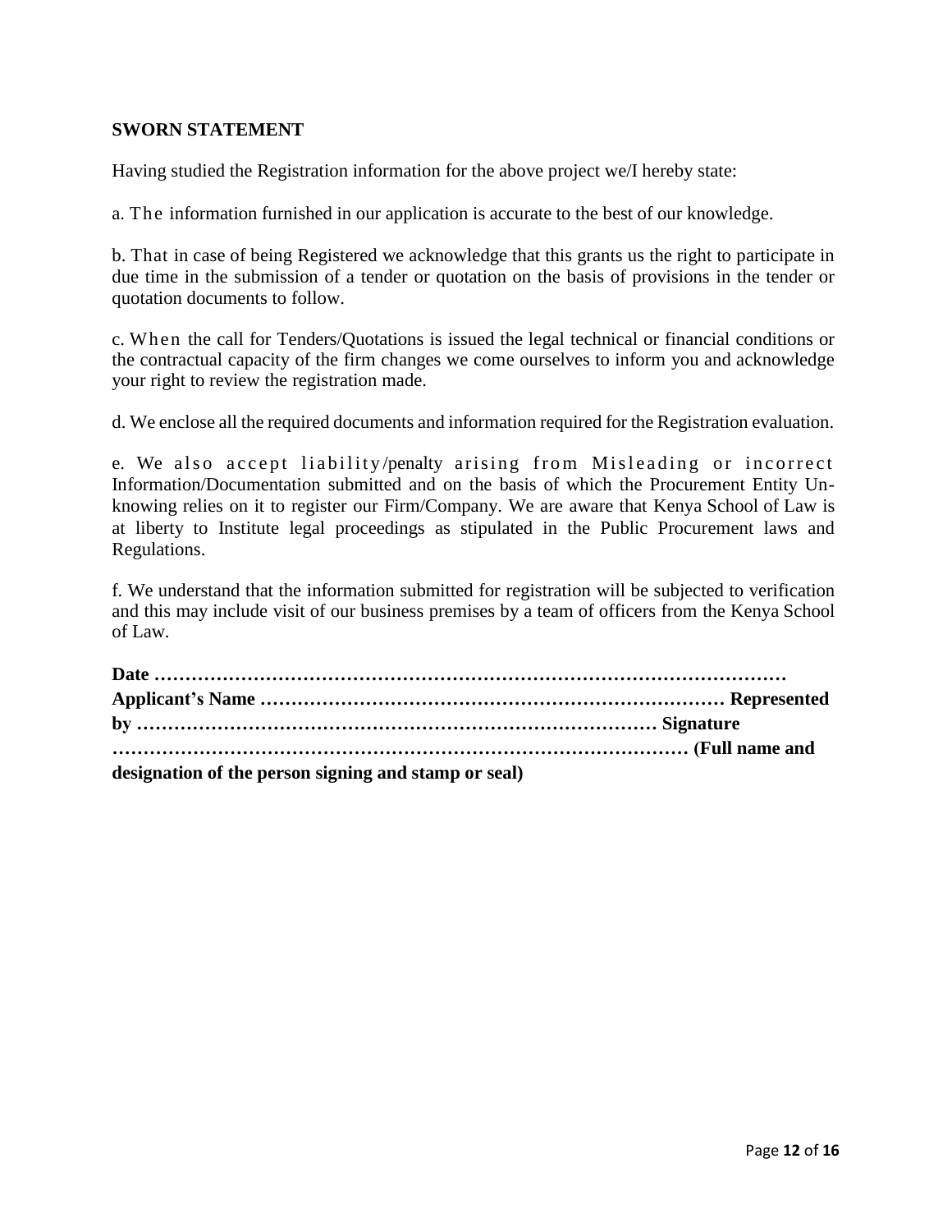**SWORN STATEMENT**

Having studied the Registration information for the above project we/I hereby state:

a. The information furnished in our application is accurate to the best of our knowledge.

b. That in case of being Registered we acknowledge that this grants us the right to participate in due time in the submission of a tender or quotation on the basis of provisions in the tender or quotation documents to follow.

c. When the call for Tenders/Quotations is issued the legal technical or financial conditions or the contractual capacity of the firm changes we come ourselves to inform you and acknowledge your right to review the registration made.

d. We enclose all the required documents and information required for the Registration evaluation.

e. We also accept liability/penalty arising from Misleading or incorrect Information/Documentation submitted and on the basis of which the Procurement Entity Un-knowing relies on it to register our Firm/Company. We are aware that Kenya School of Law is at liberty to Institute legal proceedings as stipulated in the Public Procurement laws and Regulations.

f. We understand that the information submitted for registration will be subjected to verification and this may include visit of our business premises by a team of officers from the Kenya School of Law.

**Date ………………………………………………………………………………………… Applicant's Name ………………………………………………………………… Represented by ………………………………………………………………………… Signature ……………………………………………………………………………… (Full name and designation of the person signing and stamp or seal)**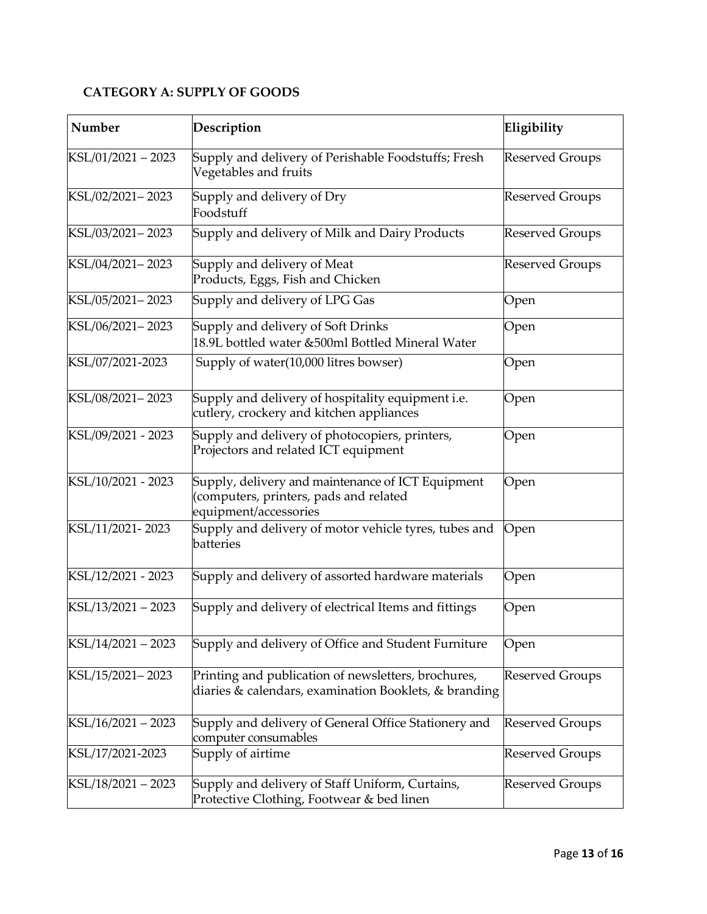**CATEGORY A: SUPPLY OF GOODS**

| Number | Description | Eligibility |
|---|---|---|
| KSL/01/2021 – 2023 | Supply and delivery of Perishable Foodstuffs; Fresh Vegetables and fruits | Reserved Groups |
| KSL/02/2021– 2023 | Supply and delivery of Dry Foodstuff | Reserved Groups |
| KSL/03/2021– 2023 | Supply and delivery of Milk and Dairy Products | Reserved Groups |
| KSL/04/2021– 2023 | Supply and delivery of Meat Products, Eggs, Fish and Chicken | Reserved Groups |
| KSL/05/2021– 2023 | Supply and delivery of LPG Gas | Open |
| KSL/06/2021– 2023 | Supply and delivery of Soft Drinks 18.9L bottled water &500ml Bottled Mineral Water | Open |
| KSL/07/2021-2023 | Supply of water(10,000 litres bowser) | Open |
| KSL/08/2021– 2023 | Supply and delivery of hospitality equipment i.e. cutlery, crockery and kitchen appliances | Open |
| KSL/09/2021 - 2023 | Supply and delivery of photocopiers, printers, Projectors and related ICT equipment | Open |
| KSL/10/2021 - 2023 | Supply, delivery and maintenance of ICT Equipment (computers, printers, pads and related equipment/accessories | Open |
| KSL/11/2021- 2023 | Supply and delivery of motor vehicle tyres, tubes and batteries | Open |
| KSL/12/2021 - 2023 | Supply and delivery of assorted hardware materials | Open |
| KSL/13/2021 – 2023 | Supply and delivery of electrical Items and fittings | Open |
| KSL/14/2021 – 2023 | Supply and delivery of Office and Student Furniture | Open |
| KSL/15/2021– 2023 | Printing and publication of newsletters, brochures, diaries & calendars, examination Booklets, & branding | Reserved Groups |
| KSL/16/2021 – 2023 | Supply and delivery of General Office Stationery and computer consumables | Reserved Groups |
| KSL/17/2021-2023 | Supply of airtime | Reserved Groups |
| KSL/18/2021 – 2023 | Supply and delivery of Staff Uniform, Curtains, Protective Clothing, Footwear & bed linen | Reserved Groups |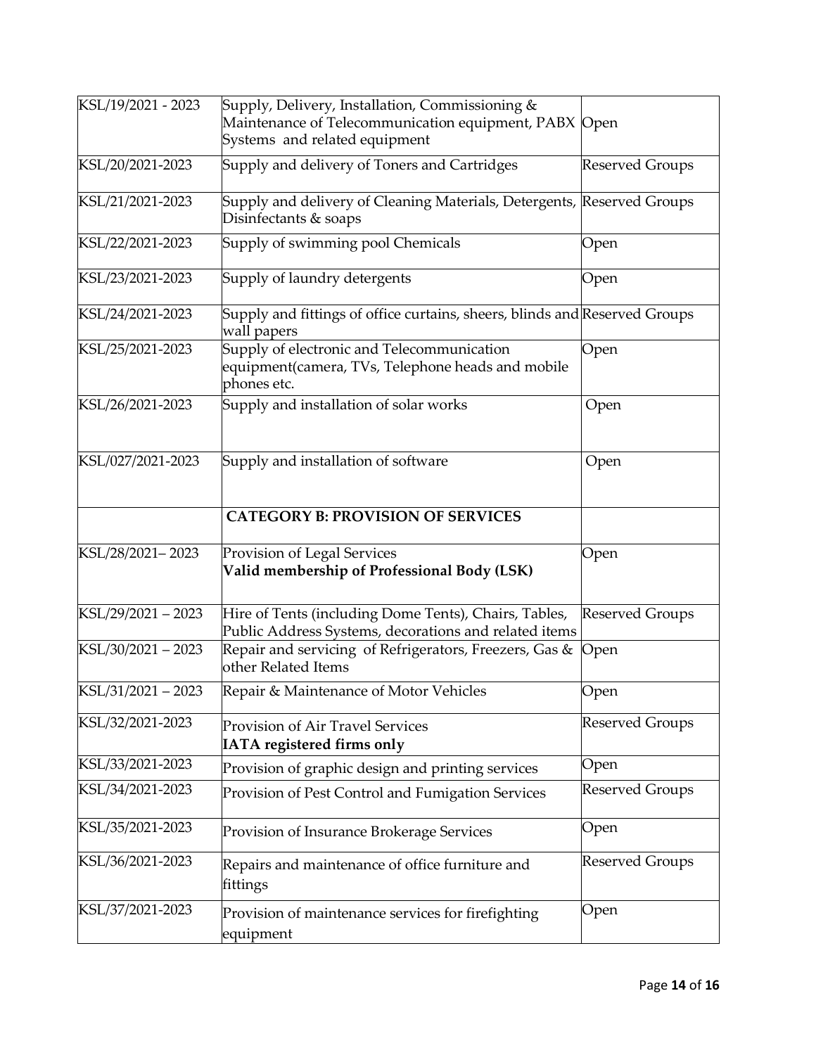| KSL/19/2021 - 2023 | Supply, Delivery, Installation, Commissioning & Maintenance of Telecommunication equipment, PABX Systems and related equipment | Open |
|---|---|---|
| KSL/20/2021-2023 | Supply and delivery of Toners and Cartridges | Reserved Groups |
| KSL/21/2021-2023 | Supply and delivery of Cleaning Materials, Detergents, Disinfectants & soaps | Reserved Groups |
| KSL/22/2021-2023 | Supply of swimming pool Chemicals | Open |
| KSL/23/2021-2023 | Supply of laundry detergents | Open |
| KSL/24/2021-2023 | Supply and fittings of office curtains, sheers, blinds and wall papers | Reserved Groups |
| KSL/25/2021-2023 | Supply of electronic and Telecommunication equipment(camera, TVs, Telephone heads and mobile phones etc. | Open |
| KSL/26/2021-2023 | Supply and installation of solar works | Open |
| KSL/027/2021-2023 | Supply and installation of software | Open |
| | **CATEGORY B: PROVISION OF SERVICES** | |
| KSL/28/2021– 2023 | Provision of Legal Services<br>**Valid membership of Professional Body (LSK)** | Open |
| KSL/29/2021 – 2023 | Hire of Tents (including Dome Tents), Chairs, Tables, Public Address Systems, decorations and related items | Reserved Groups |
| KSL/30/2021 – 2023 | Repair and servicing of Refrigerators, Freezers, Gas & other Related Items | Open |
| KSL/31/2021 – 2023 | Repair & Maintenance of Motor Vehicles | Open |
| KSL/32/2021-2023 | Provision of Air Travel Services<br>**IATA registered firms only** | Reserved Groups |
| KSL/33/2021-2023 | Provision of graphic design and printing services | Open |
| KSL/34/2021-2023 | Provision of Pest Control and Fumigation Services | Reserved Groups |
| KSL/35/2021-2023 | Provision of Insurance Brokerage Services | Open |
| KSL/36/2021-2023 | Repairs and maintenance of office furniture and fittings | Reserved Groups |
| KSL/37/2021-2023 | Provision of maintenance services for firefighting equipment | Open |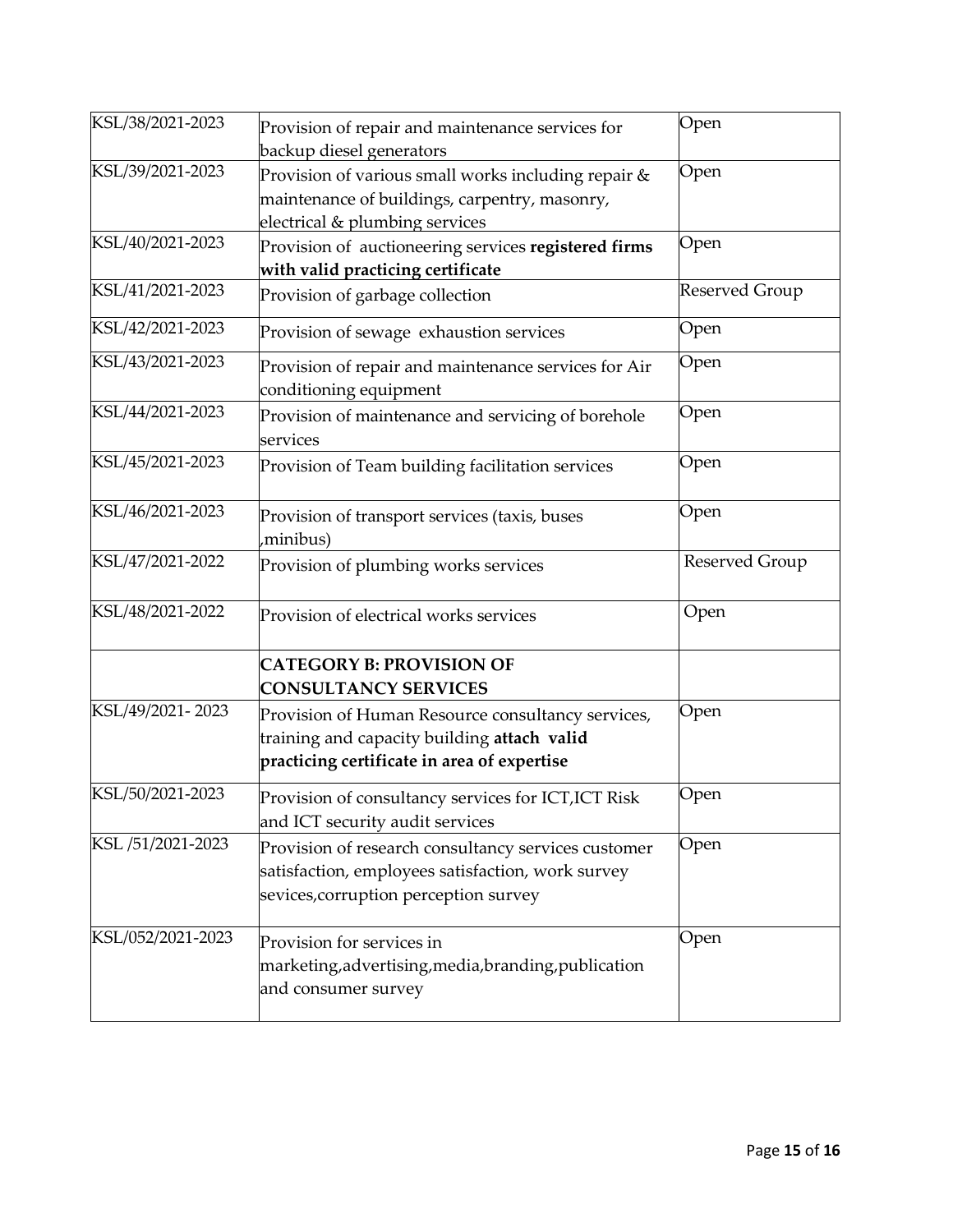| | | |
|---|---|---|
| KSL/38/2021-2023 | Provision of repair and maintenance services for backup diesel generators | Open |
| KSL/39/2021-2023 | Provision of various small works including repair & maintenance of buildings, carpentry, masonry, electrical & plumbing services | Open |
| KSL/40/2021-2023 | Provision of auctioneering services **registered firms with valid practicing certificate** | Open |
| KSL/41/2021-2023 | Provision of garbage collection | Reserved Group |
| KSL/42/2021-2023 | Provision of sewage exhaustion services | Open |
| KSL/43/2021-2023 | Provision of repair and maintenance services for Air conditioning equipment | Open |
| KSL/44/2021-2023 | Provision of maintenance and servicing of borehole services | Open |
| KSL/45/2021-2023 | Provision of Team building facilitation services | Open |
| KSL/46/2021-2023 | Provision of transport services (taxis, buses ,minibus) | Open |
| KSL/47/2021-2022 | Provision of plumbing works services | Reserved Group |
| KSL/48/2021-2022 | Provision of electrical works services | Open |
| | **CATEGORY B: PROVISION OF CONSULTANCY SERVICES** | |
| KSL/49/2021- 2023 | Provision of Human Resource consultancy services, training and capacity building **attach valid practicing certificate in area of expertise** | Open |
| KSL/50/2021-2023 | Provision of consultancy services for ICT,ICT Risk and ICT security audit services | Open |
| KSL /51/2021-2023 | Provision of research consultancy services customer satisfaction, employees satisfaction, work survey sevices,corruption perception survey | Open |
| KSL/052/2021-2023 | Provision for services in marketing,advertising,media,branding,publication and consumer survey | Open |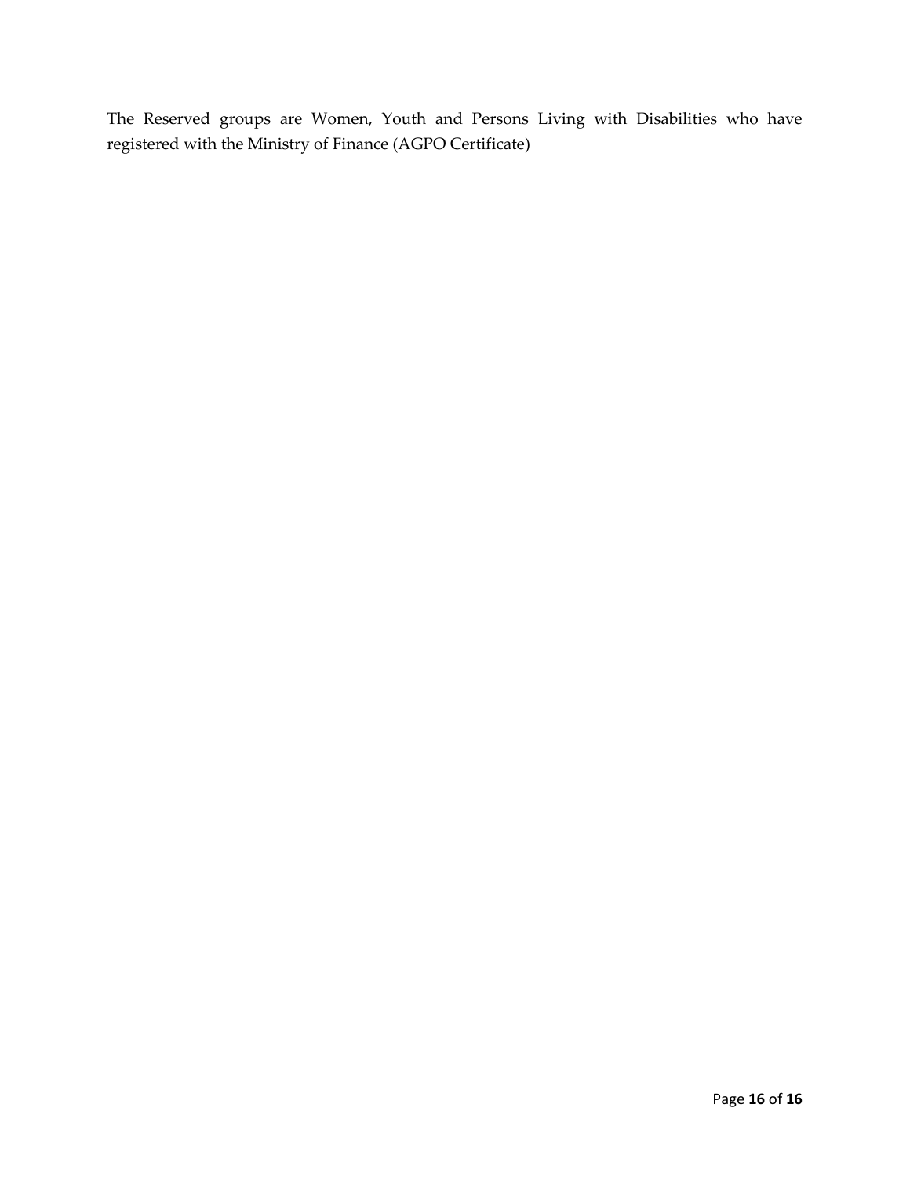The Reserved groups are Women, Youth and Persons Living with Disabilities who have registered with the Ministry of Finance (AGPO Certificate)